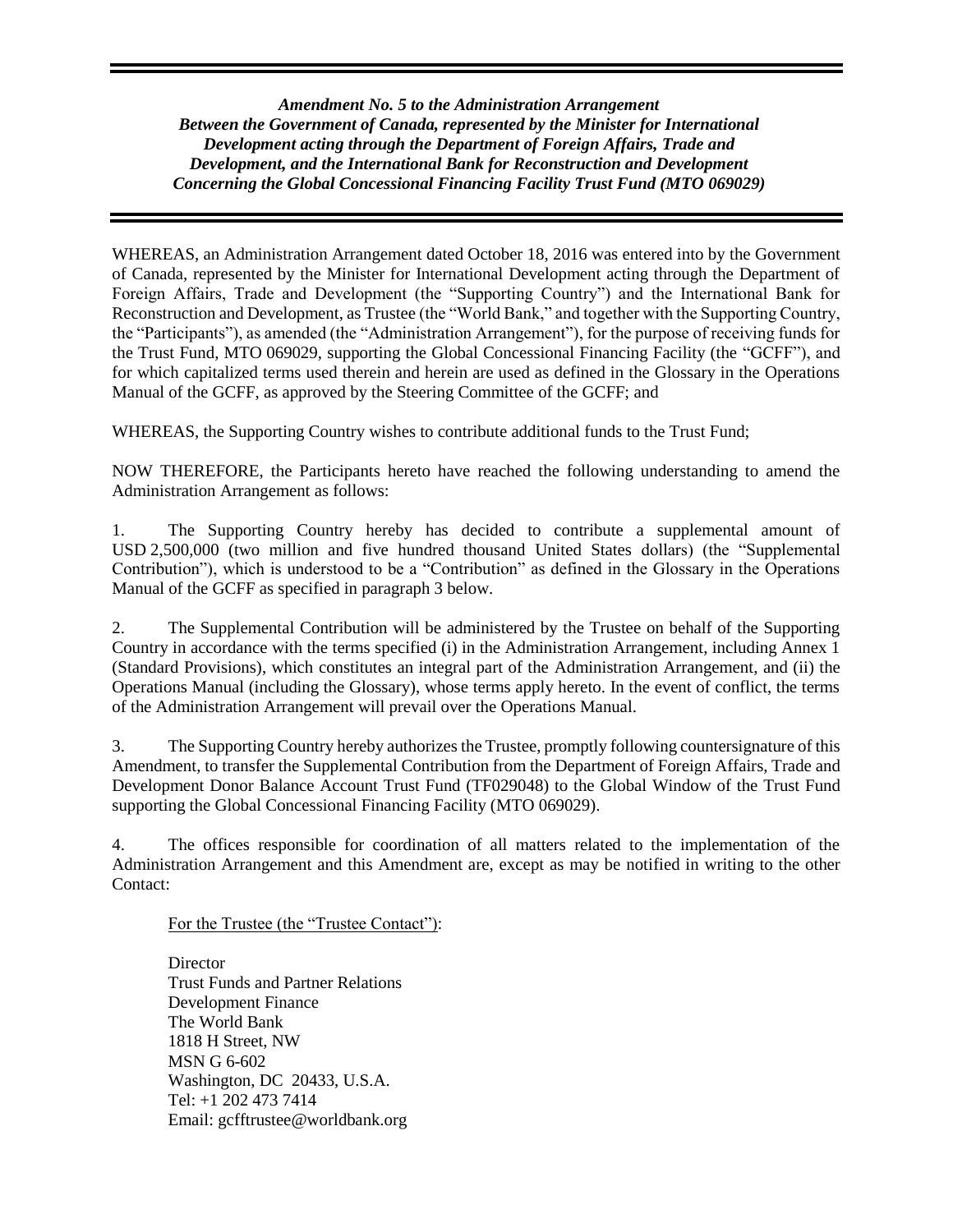***Amendment No. 5 to the Administration Arrangement Between the Government of Canada, represented by the Minister for International Development acting through the Department of Foreign Affairs, Trade and Development, and the International Bank for Reconstruction and Development Concerning the Global Concessional Financing Facility Trust Fund (MTO 069029)***

---

WHEREAS, an Administration Arrangement dated October 18, 2016 was entered into by the Government of Canada, represented by the Minister for International Development acting through the Department of Foreign Affairs, Trade and Development (the "Supporting Country") and the International Bank for Reconstruction and Development, as Trustee (the "World Bank," and together with the Supporting Country, the "Participants"), as amended (the "Administration Arrangement"), for the purpose of receiving funds for the Trust Fund, MTO 069029, supporting the Global Concessional Financing Facility (the "GCFF"), and for which capitalized terms used therein and herein are used as defined in the Glossary in the Operations Manual of the GCFF, as approved by the Steering Committee of the GCFF; and

WHEREAS, the Supporting Country wishes to contribute additional funds to the Trust Fund;

NOW THEREFORE, the Participants hereto have reached the following understanding to amend the Administration Arrangement as follows:

1. The Supporting Country hereby has decided to contribute a supplemental amount of USD 2,500,000 (two million and five hundred thousand United States dollars) (the "Supplemental Contribution"), which is understood to be a "Contribution" as defined in the Glossary in the Operations Manual of the GCFF as specified in paragraph 3 below.

2. The Supplemental Contribution will be administered by the Trustee on behalf of the Supporting Country in accordance with the terms specified (i) in the Administration Arrangement, including Annex 1 (Standard Provisions), which constitutes an integral part of the Administration Arrangement, and (ii) the Operations Manual (including the Glossary), whose terms apply hereto. In the event of conflict, the terms of the Administration Arrangement will prevail over the Operations Manual.

3. The Supporting Country hereby authorizes the Trustee, promptly following countersignature of this Amendment, to transfer the Supplemental Contribution from the Department of Foreign Affairs, Trade and Development Donor Balance Account Trust Fund (TF029048) to the Global Window of the Trust Fund supporting the Global Concessional Financing Facility (MTO 069029).

4. The offices responsible for coordination of all matters related to the implementation of the Administration Arrangement and this Amendment are, except as may be notified in writing to the other Contact:

For the Trustee (the "Trustee Contact"):

Director
Trust Funds and Partner Relations
Development Finance
The World Bank
1818 H Street, NW
MSN G 6-602
Washington, DC 20433, U.S.A.
Tel: +1 202 473 7414
Email: gcfftrustee@worldbank.org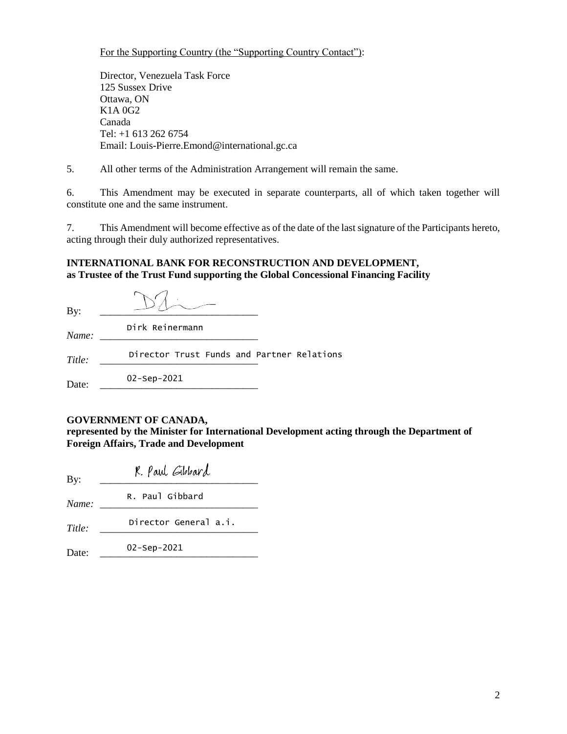For the Supporting Country (the "Supporting Country Contact"):

Director, Venezuela Task Force
125 Sussex Drive
Ottawa, ON
K1A 0G2
Canada
Tel: +1 613 262 6754
Email: Louis-Pierre.Emond@international.gc.ca

5. All other terms of the Administration Arrangement will remain the same.

6. This Amendment may be executed in separate counterparts, all of which taken together will constitute one and the same instrument.

7. This Amendment will become effective as of the date of the last signature of the Participants hereto, acting through their duly authorized representatives.

**INTERNATIONAL BANK FOR RECONSTRUCTION AND DEVELOPMENT,**
**as Trustee of the Trust Fund supporting the Global Concessional Financing Facility**

By: ______________________________

*Name:* Dirk Reinermann

*Title:* Director Trust Funds and Partner Relations

Date: 02-Sep-2021

**GOVERNMENT OF CANADA,**
**represented by the Minister for International Development acting through the Department of Foreign Affairs, Trade and Development**

By: R. Paul Gibbard

*Name:* R. Paul Gibbard

*Title:* Director General a.i.

Date: 02-Sep-2021